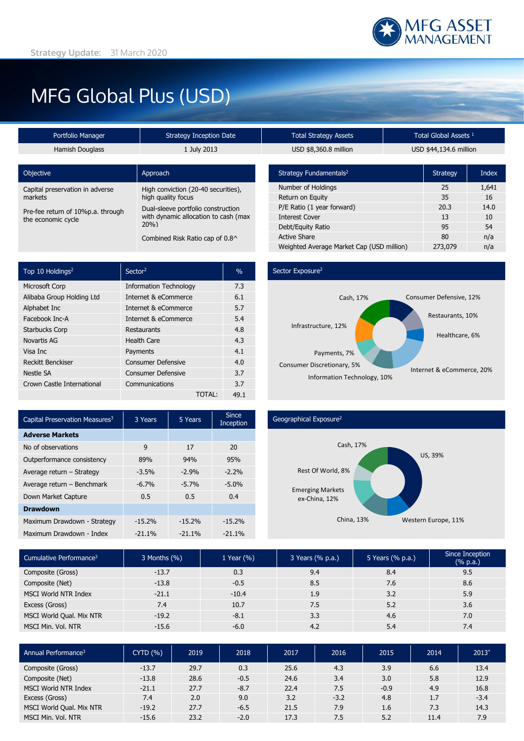Strategy Update: 31 March 2020

MFG ASSET MANAGEMENT

# MFG Global Plus (USD)

| Portfolio Manager | Strategy Inception Date | Total Strategy Assets | Total Global Assets [1] |
|---|---|---|---|
| Hamish Douglass | 1 July 2013 | USD $8,360.8 million | USD $44,134.6 million |

| Objective | Approach |
|---|---|
| Capital preservation in adverse markets | High conviction (20-40 securities), high quality focus |
| Pre-fee return of 10%p.a. through the economic cycle | Dual-sleeve portfolio construction with dynamic allocation to cash (max 20%) |
| | Combined Risk Ratio cap of 0.8^ |

| Strategy Fundamentals[2] | Strategy | Index |
|---|---|---|
| Number of Holdings | 25 | 1,641 |
| Return on Equity | 35 | 16 |
| P/E Ratio (1 year forward) | 20.3 | 14.0 |
| Interest Cover | 13 | 10 |
| Debt/Equity Ratio | 95 | 54 |
| Active Share | 80 | n/a |
| Weighted Average Market Cap (USD million) | 273,079 | n/a |

| Top 10 Holdings[2] | Sector[2] | % |
|---|---|---|
| Microsoft Corp | Information Technology | 7.3 |
| Alibaba Group Holding Ltd | Internet & eCommerce | 6.1 |
| Alphabet Inc | Internet & eCommerce | 5.7 |
| Facebook Inc-A | Internet & eCommerce | 5.4 |
| Starbucks Corp | Restaurants | 4.8 |
| Novartis AG | Health Care | 4.3 |
| Visa Inc | Payments | 4.1 |
| Reckitt Benckiser | Consumer Defensive | 4.0 |
| Nestle SA | Consumer Defensive | 3.7 |
| Crown Castle International | Communications | 3.7 |
| | TOTAL: | 49.1 |

**Sector Exposure[2]**

Cash, 17%; Consumer Defensive, 12%; Restaurants, 10%; Healthcare, 6%; Internet & eCommerce, 20%; Information Technology, 10%; Consumer Discretionary, 5%; Payments, 7%; Infrastructure, 12%

| Capital Preservation Measures[3] | 3 Years | 5 Years | Since Inception |
|---|---|---|---|
| **Adverse Markets** | | | |
| No of observations | 9 | 17 | 20 |
| Outperformance consistency | 89% | 94% | 95% |
| Average return – Strategy | -3.5% | -2.9% | -2.2% |
| Average return – Benchmark | -6.7% | -5.7% | -5.0% |
| Down Market Capture | 0.5 | 0.5 | 0.4 |
| **Drawdown** | | | |
| Maximum Drawdown - Strategy | -15.2% | -15.2% | -15.2% |
| Maximum Drawdown - Index | -21.1% | -21.1% | -21.1% |

**Geographical Exposure[2]**

Cash, 17%; US, 39%; Western Europe, 11%; China, 13%; Emerging Markets ex-China, 12%; Rest Of World, 8%

| Cumulative Performance[3] | 3 Months (%) | 1 Year (%) | 3 Years (% p.a.) | 5 Years (% p.a.) | Since Inception (% p.a.) |
|---|---|---|---|---|---|
| Composite (Gross) | -13.7 | 0.3 | 9.4 | 8.4 | 9.5 |
| Composite (Net) | -13.8 | -0.5 | 8.5 | 7.6 | 8.6 |
| MSCI World NTR Index | -21.1 | -10.4 | 1.9 | 3.2 | 5.9 |
| Excess (Gross) | 7.4 | 10.7 | 7.5 | 5.2 | 3.6 |
| MSCI World Qual. Mix NTR | -19.2 | -8.1 | 3.3 | 4.6 | 7.0 |
| MSCI Min. Vol. NTR | -15.6 | -6.0 | 4.2 | 5.4 | 7.4 |

| Annual Performance[3] | CYTD (%) | 2019 | 2018 | 2017 | 2016 | 2015 | 2014 | 2013* |
|---|---|---|---|---|---|---|---|---|
| Composite (Gross) | -13.7 | 29.7 | 0.3 | 25.6 | 4.3 | 3.9 | 6.6 | 13.4 |
| Composite (Net) | -13.8 | 28.6 | -0.5 | 24.6 | 3.4 | 3.0 | 5.8 | 12.9 |
| MSCI World NTR Index | -21.1 | 27.7 | -8.7 | 22.4 | 7.5 | -0.9 | 4.9 | 16.8 |
| Excess (Gross) | 7.4 | 2.0 | 9.0 | 3.2 | -3.2 | 4.8 | 1.7 | -3.4 |
| MSCI World Qual. Mix NTR | -19.2 | 27.7 | -6.5 | 21.5 | 7.9 | 1.6 | 7.3 | 14.3 |
| MSCI Min. Vol. NTR | -15.6 | 23.2 | -2.0 | 17.3 | 7.5 | 5.2 | 11.4 | 7.9 |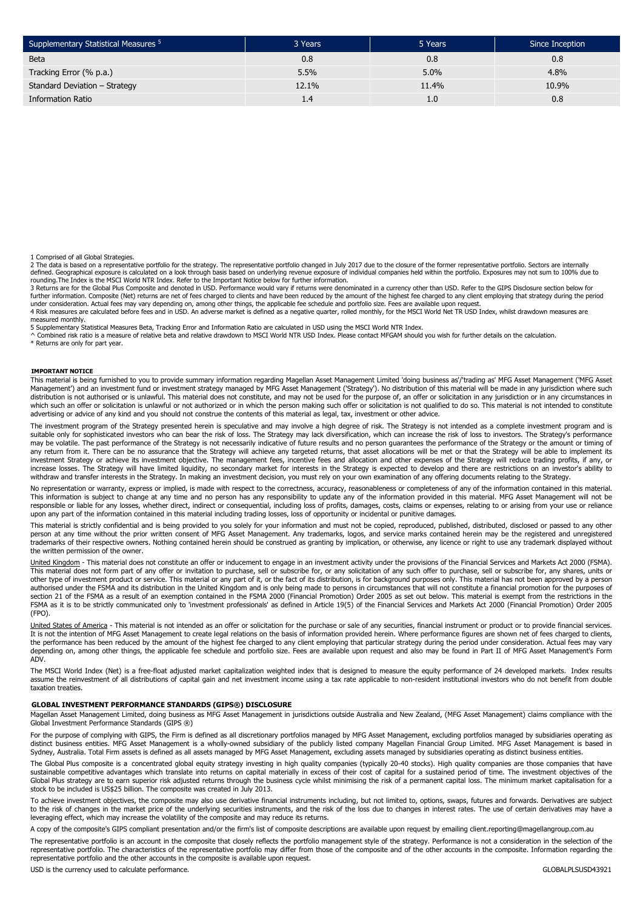| Supplementary Statistical Measures [5] | 3 Years | 5 Years | Since Inception |
|---|---|---|---|
| Beta | 0.8 | 0.8 | 0.8 |
| Tracking Error (% p.a.) | 5.5% | 5.0% | 4.8% |
| Standard Deviation – Strategy | 12.1% | 11.4% | 10.9% |
| Information Ratio | 1.4 | 1.0 | 0.8 |

1 Comprised of all Global Strategies.

2 The data is based on a representative portfolio for the strategy. The representative portfolio changed in July 2017 due to the closure of the former representative portfolio. Sectors are internally defined. Geographical exposure is calculated on a look through basis based on underlying revenue exposure of individual companies held within the portfolio. Exposures may not sum to 100% due to rounding.The Index is the MSCI World NTR Index. Refer to the Important Notice below for further information.

3 Returns are for the Global Plus Composite and denoted in USD. Performance would vary if returns were denominated in a currency other than USD. Refer to the GIPS Disclosure section below for further information. Composite (Net) returns are net of fees charged to clients and have been reduced by the amount of the highest fee charged to any client employing that strategy during the period under consideration. Actual fees may vary depending on, among other things, the applicable fee schedule and portfolio size. Fees are available upon request.

4 Risk measures are calculated before fees and in USD. An adverse market is defined as a negative quarter, rolled monthly, for the MSCI World Net TR USD Index, whilst drawdown measures are measured monthly.

5 Supplementary Statistical Measures Beta, Tracking Error and Information Ratio are calculated in USD using the MSCI World NTR Index.

^ Combined risk ratio is a measure of relative beta and relative drawdown to MSCI World NTR USD Index. Please contact MFGAM should you wish for further details on the calculation.

* Returns are only for part year.

## IMPORTANT NOTICE

This material is being furnished to you to provide summary information regarding Magellan Asset Management Limited 'doing business as'/'trading as' MFG Asset Management ('MFG Asset Management') and an investment fund or investment strategy managed by MFG Asset Management ('Strategy'). No distribution of this material will be made in any jurisdiction where such distribution is not authorised or is unlawful. This material does not constitute, and may not be used for the purpose of, an offer or solicitation in any jurisdiction or in any circumstances in which such an offer or solicitation is unlawful or not authorized or in which the person making such offer or solicitation is not qualified to do so. This material is not intended to constitute advertising or advice of any kind and you should not construe the contents of this material as legal, tax, investment or other advice.

The investment program of the Strategy presented herein is speculative and may involve a high degree of risk. The Strategy is not intended as a complete investment program and is suitable only for sophisticated investors who can bear the risk of loss. The Strategy may lack diversification, which can increase the risk of loss to investors. The Strategy's performance may be volatile. The past performance of the Strategy is not necessarily indicative of future results and no person guarantees the performance of the Strategy or the amount or timing of any return from it. There can be no assurance that the Strategy will achieve any targeted returns, that asset allocations will be met or that the Strategy will be able to implement its investment Strategy or achieve its investment objective. The management fees, incentive fees and allocation and other expenses of the Strategy will reduce trading profits, if any, or increase losses. The Strategy will have limited liquidity, no secondary market for interests in the Strategy is expected to develop and there are restrictions on an investor's ability to withdraw and transfer interests in the Strategy. In making an investment decision, you must rely on your own examination of any offering documents relating to the Strategy.

No representation or warranty, express or implied, is made with respect to the correctness, accuracy, reasonableness or completeness of any of the information contained in this material. This information is subject to change at any time and no person has any responsibility to update any of the information provided in this material. MFG Asset Management will not be responsible or liable for any losses, whether direct, indirect or consequential, including loss of profits, damages, costs, claims or expenses, relating to or arising from your use or reliance upon any part of the information contained in this material including trading losses, loss of opportunity or incidental or punitive damages.

This material is strictly confidential and is being provided to you solely for your information and must not be copied, reproduced, published, distributed, disclosed or passed to any other person at any time without the prior written consent of MFG Asset Management. Any trademarks, logos, and service marks contained herein may be the registered and unregistered trademarks of their respective owners. Nothing contained herein should be construed as granting by implication, or otherwise, any licence or right to use any trademark displayed without the written permission of the owner.

United Kingdom - This material does not constitute an offer or inducement to engage in an investment activity under the provisions of the Financial Services and Markets Act 2000 (FSMA). This material does not form part of any offer or invitation to purchase, sell or subscribe for, or any solicitation of any such offer to purchase, sell or subscribe for, any shares, units or other type of investment product or service. This material or any part of it, or the fact of its distribution, is for background purposes only. This material has not been approved by a person authorised under the FSMA and its distribution in the United Kingdom and is only being made to persons in circumstances that will not constitute a financial promotion for the purposes of section 21 of the FSMA as a result of an exemption contained in the FSMA 2000 (Financial Promotion) Order 2005 as set out below. This material is exempt from the restrictions in the FSMA as it is to be strictly communicated only to 'investment professionals' as defined in Article 19(5) of the Financial Services and Markets Act 2000 (Financial Promotion) Order 2005 (FPO).

United States of America - This material is not intended as an offer or solicitation for the purchase or sale of any securities, financial instrument or product or to provide financial services. It is not the intention of MFG Asset Management to create legal relations on the basis of information provided herein. Where performance figures are shown net of fees charged to clients, the performance has been reduced by the amount of the highest fee charged to any client employing that particular strategy during the period under consideration. Actual fees may vary depending on, among other things, the applicable fee schedule and portfolio size. Fees are available upon request and also may be found in Part II of MFG Asset Management's Form ADV.

The MSCI World Index (Net) is a free-float adjusted market capitalization weighted index that is designed to measure the equity performance of 24 developed markets. Index results assume the reinvestment of all distributions of capital gain and net investment income using a tax rate applicable to non-resident institutional investors who do not benefit from double taxation treaties.

## GLOBAL INVESTMENT PERFORMANCE STANDARDS (GIPS®) DISCLOSURE

Magellan Asset Management Limited, doing business as MFG Asset Management in jurisdictions outside Australia and New Zealand, (MFG Asset Management) claims compliance with the Global Investment Performance Standards (GIPS ®)

For the purpose of complying with GIPS, the Firm is defined as all discretionary portfolios managed by MFG Asset Management, excluding portfolios managed by subsidiaries operating as distinct business entities. MFG Asset Management is a wholly-owned subsidiary of the publicly listed company Magellan Financial Group Limited. MFG Asset Management is based in Sydney, Australia. Total Firm assets is defined as all assets managed by MFG Asset Management, excluding assets managed by subsidiaries operating as distinct business entities.

The Global Plus composite is a concentrated global equity strategy investing in high quality companies (typically 20-40 stocks). High quality companies are those companies that have sustainable competitive advantages which translate into returns on capital materially in excess of their cost of capital for a sustained period of time. The investment objectives of the Global Plus strategy are to earn superior risk adjusted returns through the business cycle whilst minimising the risk of a permanent capital loss. The minimum market capitalisation for a stock to be included is US$25 billion. The composite was created in July 2013.

To achieve investment objectives, the composite may also use derivative financial instruments including, but not limited to, options, swaps, futures and forwards. Derivatives are subject to the risk of changes in the market price of the underlying securities instruments, and the risk of the loss due to changes in interest rates. The use of certain derivatives may have a leveraging effect, which may increase the volatility of the composite and may reduce its returns.

A copy of the composite's GIPS compliant presentation and/or the firm's list of composite descriptions are available upon request by emailing client.reporting@magellangroup.com.au

The representative portfolio is an account in the composite that closely reflects the portfolio management style of the strategy. Performance is not a consideration in the selection of the representative portfolio. The characteristics of the representative portfolio may differ from those of the composite and of the other accounts in the composite. Information regarding the representative portfolio and the other accounts in the composite is available upon request.

USD is the currency used to calculate performance.

GLOBALPLSUSD43921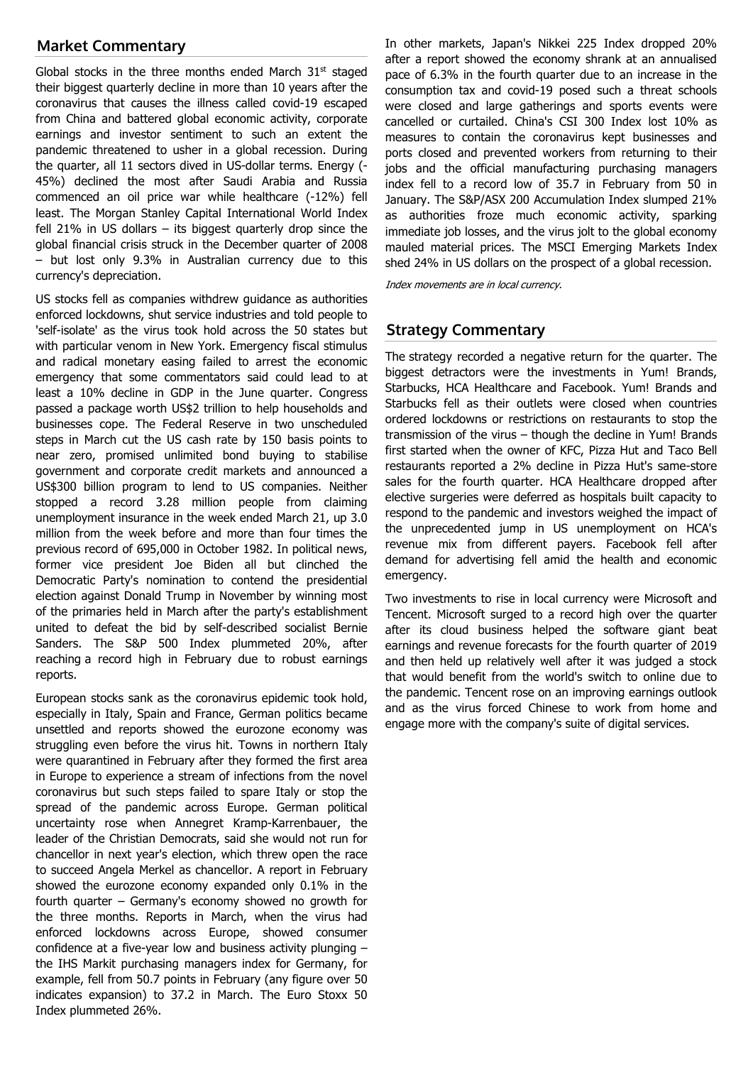## Market Commentary

Global stocks in the three months ended March 31st staged their biggest quarterly decline in more than 10 years after the coronavirus that causes the illness called covid-19 escaped from China and battered global economic activity, corporate earnings and investor sentiment to such an extent the pandemic threatened to usher in a global recession. During the quarter, all 11 sectors dived in US-dollar terms. Energy (-45%) declined the most after Saudi Arabia and Russia commenced an oil price war while healthcare (-12%) fell least. The Morgan Stanley Capital International World Index fell 21% in US dollars – its biggest quarterly drop since the global financial crisis struck in the December quarter of 2008 – but lost only 9.3% in Australian currency due to this currency's depreciation.

US stocks fell as companies withdrew guidance as authorities enforced lockdowns, shut service industries and told people to 'self-isolate' as the virus took hold across the 50 states but with particular venom in New York. Emergency fiscal stimulus and radical monetary easing failed to arrest the economic emergency that some commentators said could lead to at least a 10% decline in GDP in the June quarter. Congress passed a package worth US$2 trillion to help households and businesses cope. The Federal Reserve in two unscheduled steps in March cut the US cash rate by 150 basis points to near zero, promised unlimited bond buying to stabilise government and corporate credit markets and announced a US$300 billion program to lend to US companies. Neither stopped a record 3.28 million people from claiming unemployment insurance in the week ended March 21, up 3.0 million from the week before and more than four times the previous record of 695,000 in October 1982. In political news, former vice president Joe Biden all but clinched the Democratic Party's nomination to contend the presidential election against Donald Trump in November by winning most of the primaries held in March after the party's establishment united to defeat the bid by self-described socialist Bernie Sanders. The S&P 500 Index plummeted 20%, after reaching a record high in February due to robust earnings reports.

European stocks sank as the coronavirus epidemic took hold, especially in Italy, Spain and France, German politics became unsettled and reports showed the eurozone economy was struggling even before the virus hit. Towns in northern Italy were quarantined in February after they formed the first area in Europe to experience a stream of infections from the novel coronavirus but such steps failed to spare Italy or stop the spread of the pandemic across Europe. German political uncertainty rose when Annegret Kramp-Karrenbauer, the leader of the Christian Democrats, said she would not run for chancellor in next year's election, which threw open the race to succeed Angela Merkel as chancellor. A report in February showed the eurozone economy expanded only 0.1% in the fourth quarter – Germany's economy showed no growth for the three months. Reports in March, when the virus had enforced lockdowns across Europe, showed consumer confidence at a five-year low and business activity plunging – the IHS Markit purchasing managers index for Germany, for example, fell from 50.7 points in February (any figure over 50 indicates expansion) to 37.2 in March. The Euro Stoxx 50 Index plummeted 26%.

In other markets, Japan's Nikkei 225 Index dropped 20% after a report showed the economy shrank at an annualised pace of 6.3% in the fourth quarter due to an increase in the consumption tax and covid-19 posed such a threat schools were closed and large gatherings and sports events were cancelled or curtailed. China's CSI 300 Index lost 10% as measures to contain the coronavirus kept businesses and ports closed and prevented workers from returning to their jobs and the official manufacturing purchasing managers index fell to a record low of 35.7 in February from 50 in January. The S&P/ASX 200 Accumulation Index slumped 21% as authorities froze much economic activity, sparking immediate job losses, and the virus jolt to the global economy mauled material prices. The MSCI Emerging Markets Index shed 24% in US dollars on the prospect of a global recession.

*Index movements are in local currency.*

## Strategy Commentary

The strategy recorded a negative return for the quarter. The biggest detractors were the investments in Yum! Brands, Starbucks, HCA Healthcare and Facebook. Yum! Brands and Starbucks fell as their outlets were closed when countries ordered lockdowns or restrictions on restaurants to stop the transmission of the virus – though the decline in Yum! Brands first started when the owner of KFC, Pizza Hut and Taco Bell restaurants reported a 2% decline in Pizza Hut's same-store sales for the fourth quarter. HCA Healthcare dropped after elective surgeries were deferred as hospitals built capacity to respond to the pandemic and investors weighed the impact of the unprecedented jump in US unemployment on HCA's revenue mix from different payers. Facebook fell after demand for advertising fell amid the health and economic emergency.

Two investments to rise in local currency were Microsoft and Tencent. Microsoft surged to a record high over the quarter after its cloud business helped the software giant beat earnings and revenue forecasts for the fourth quarter of 2019 and then held up relatively well after it was judged a stock that would benefit from the world's switch to online due to the pandemic. Tencent rose on an improving earnings outlook and as the virus forced Chinese to work from home and engage more with the company's suite of digital services.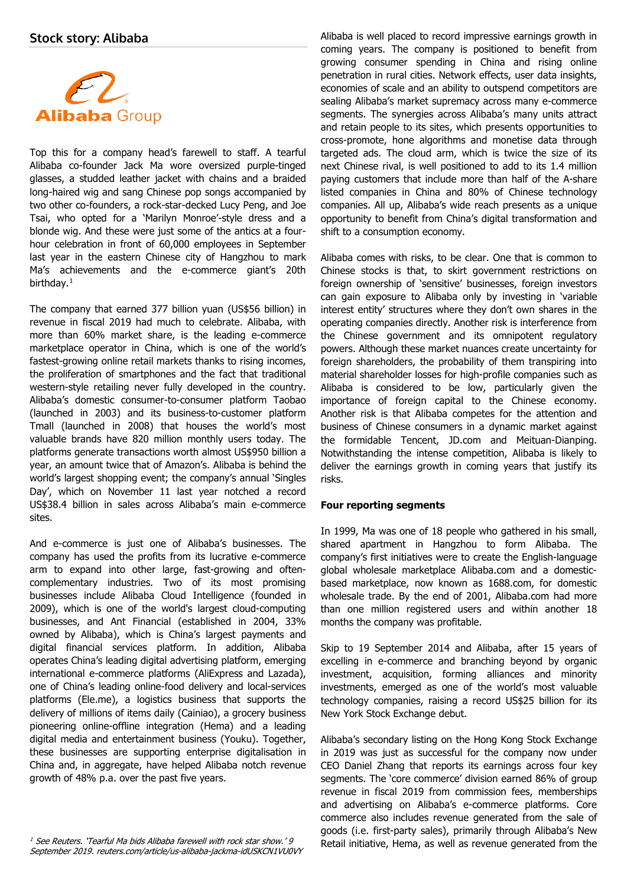## Stock story: Alibaba

Top this for a company head's farewell to staff. A tearful Alibaba co-founder Jack Ma wore oversized purple-tinged glasses, a studded leather jacket with chains and a braided long-haired wig and sang Chinese pop songs accompanied by two other co-founders, a rock-star-decked Lucy Peng, and Joe Tsai, who opted for a 'Marilyn Monroe'-style dress and a blonde wig. And these were just some of the antics at a four-hour celebration in front of 60,000 employees in September last year in the eastern Chinese city of Hangzhou to mark Ma's achievements and the e-commerce giant's 20th birthday.[1]

The company that earned 377 billion yuan (US$56 billion) in revenue in fiscal 2019 had much to celebrate. Alibaba, with more than 60% market share, is the leading e-commerce marketplace operator in China, which is one of the world's fastest-growing online retail markets thanks to rising incomes, the proliferation of smartphones and the fact that traditional western-style retailing never fully developed in the country. Alibaba's domestic consumer-to-consumer platform Taobao (launched in 2003) and its business-to-customer platform Tmall (launched in 2008) that houses the world's most valuable brands have 820 million monthly users today. The platforms generate transactions worth almost US$950 billion a year, an amount twice that of Amazon's. Alibaba is behind the world's largest shopping event; the company's annual 'Singles Day', which on November 11 last year notched a record US$38.4 billion in sales across Alibaba's main e-commerce sites.

And e-commerce is just one of Alibaba's businesses. The company has used the profits from its lucrative e-commerce arm to expand into other large, fast-growing and often-complementary industries. Two of its most promising businesses include Alibaba Cloud Intelligence (founded in 2009), which is one of the world's largest cloud-computing businesses, and Ant Financial (established in 2004, 33% owned by Alibaba), which is China's largest payments and digital financial services platform. In addition, Alibaba operates China's leading digital advertising platform, emerging international e-commerce platforms (AliExpress and Lazada), one of China's leading online-food delivery and local-services platforms (Ele.me), a logistics business that supports the delivery of millions of items daily (Cainiao), a grocery business pioneering online-offline integration (Hema) and a leading digital media and entertainment business (Youku). Together, these businesses are supporting enterprise digitalisation in China and, in aggregate, have helped Alibaba notch revenue growth of 48% p.a. over the past five years.

Alibaba is well placed to record impressive earnings growth in coming years. The company is positioned to benefit from growing consumer spending in China and rising online penetration in rural cities. Network effects, user data insights, economies of scale and an ability to outspend competitors are sealing Alibaba's market supremacy across many e-commerce segments. The synergies across Alibaba's many units attract and retain people to its sites, which presents opportunities to cross-promote, hone algorithms and monetise data through targeted ads. The cloud arm, which is twice the size of its next Chinese rival, is well positioned to add to its 1.4 million paying customers that include more than half of the A-share listed companies in China and 80% of Chinese technology companies. All up, Alibaba's wide reach presents as a unique opportunity to benefit from China's digital transformation and shift to a consumption economy.

Alibaba comes with risks, to be clear. One that is common to Chinese stocks is that, to skirt government restrictions on foreign ownership of 'sensitive' businesses, foreign investors can gain exposure to Alibaba only by investing in 'variable interest entity' structures where they don't own shares in the operating companies directly. Another risk is interference from the Chinese government and its omnipotent regulatory powers. Although these market nuances create uncertainty for foreign shareholders, the probability of them transpiring into material shareholder losses for high-profile companies such as Alibaba is considered to be low, particularly given the importance of foreign capital to the Chinese economy. Another risk is that Alibaba competes for the attention and business of Chinese consumers in a dynamic market against the formidable Tencent, JD.com and Meituan-Dianping. Notwithstanding the intense competition, Alibaba is likely to deliver the earnings growth in coming years that justify its risks.

**Four reporting segments**

In 1999, Ma was one of 18 people who gathered in his small, shared apartment in Hangzhou to form Alibaba. The company's first initiatives were to create the English-language global wholesale marketplace Alibaba.com and a domestic-based marketplace, now known as 1688.com, for domestic wholesale trade. By the end of 2001, Alibaba.com had more than one million registered users and within another 18 months the company was profitable.

Skip to 19 September 2014 and Alibaba, after 15 years of excelling in e-commerce and branching beyond by organic investment, acquisition, forming alliances and minority investments, emerged as one of the world's most valuable technology companies, raising a record US$25 billion for its New York Stock Exchange debut.

Alibaba's secondary listing on the Hong Kong Stock Exchange in 2019 was just as successful for the company now under CEO Daniel Zhang that reports its earnings across four key segments. The 'core commerce' division earned 86% of group revenue in fiscal 2019 from commission fees, memberships and advertising on Alibaba's e-commerce platforms. Core commerce also includes revenue generated from the sale of goods (i.e. first-party sales), primarily through Alibaba's New Retail initiative, Hema, as well as revenue generated from the

[1] *See Reuters. 'Tearful Ma bids Alibaba farewell with rock star show.' 9 September 2019. reuters.com/article/us-alibaba-jackma-idUSKCN1VU0VY*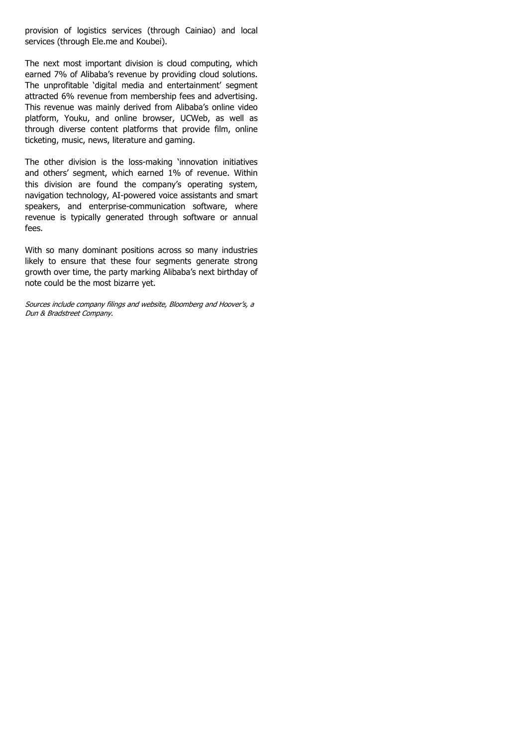provision of logistics services (through Cainiao) and local services (through Ele.me and Koubei).

The next most important division is cloud computing, which earned 7% of Alibaba's revenue by providing cloud solutions. The unprofitable 'digital media and entertainment' segment attracted 6% revenue from membership fees and advertising. This revenue was mainly derived from Alibaba's online video platform, Youku, and online browser, UCWeb, as well as through diverse content platforms that provide film, online ticketing, music, news, literature and gaming.

The other division is the loss-making 'innovation initiatives and others' segment, which earned 1% of revenue. Within this division are found the company's operating system, navigation technology, AI-powered voice assistants and smart speakers, and enterprise-communication software, where revenue is typically generated through software or annual fees.

With so many dominant positions across so many industries likely to ensure that these four segments generate strong growth over time, the party marking Alibaba's next birthday of note could be the most bizarre yet.

*Sources include company filings and website, Bloomberg and Hoover's, a Dun & Bradstreet Company.*